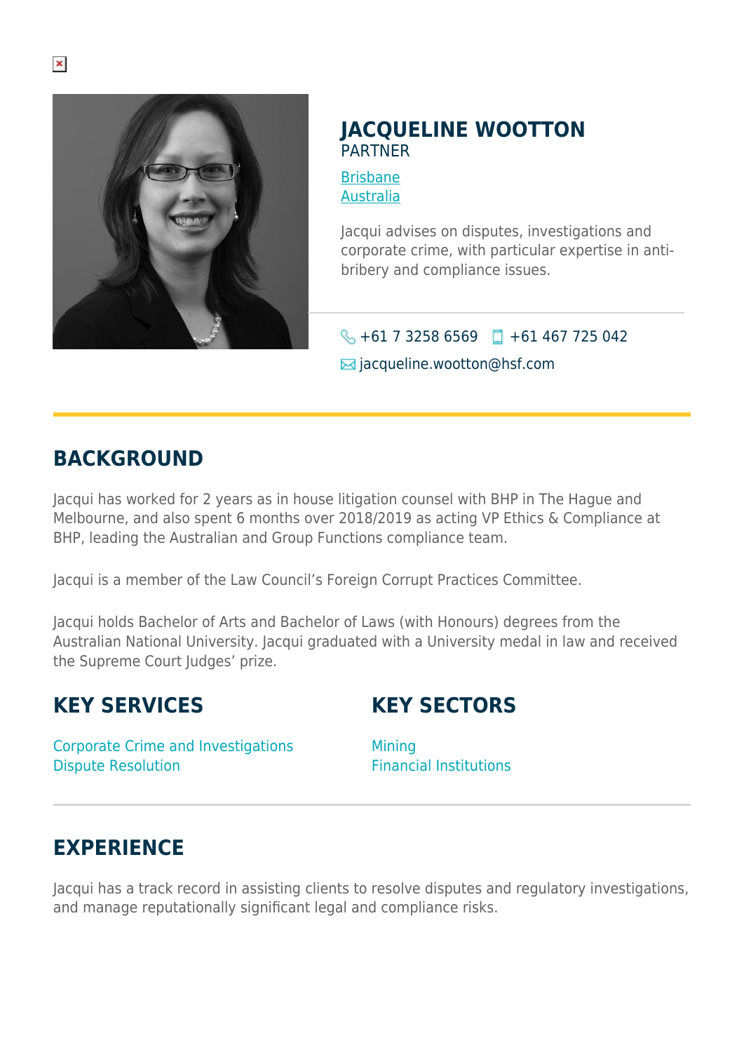# JACQUELINE WOOTTON

PARTNER

Brisbane
Australia

Jacqui advises on disputes, investigations and corporate crime, with particular expertise in anti-bribery and compliance issues.

+61 7 3258 6569 +61 467 725 042

jacqueline.wootton@hsf.com

## BACKGROUND

Jacqui has worked for 2 years as in house litigation counsel with BHP in The Hague and Melbourne, and also spent 6 months over 2018/2019 as acting VP Ethics & Compliance at BHP, leading the Australian and Group Functions compliance team.

Jacqui is a member of the Law Council's Foreign Corrupt Practices Committee.

Jacqui holds Bachelor of Arts and Bachelor of Laws (with Honours) degrees from the Australian National University. Jacqui graduated with a University medal in law and received the Supreme Court Judges' prize.

## KEY SERVICES

Corporate Crime and Investigations
Dispute Resolution

## KEY SECTORS

Mining
Financial Institutions

## EXPERIENCE

Jacqui has a track record in assisting clients to resolve disputes and regulatory investigations, and manage reputationally significant legal and compliance risks.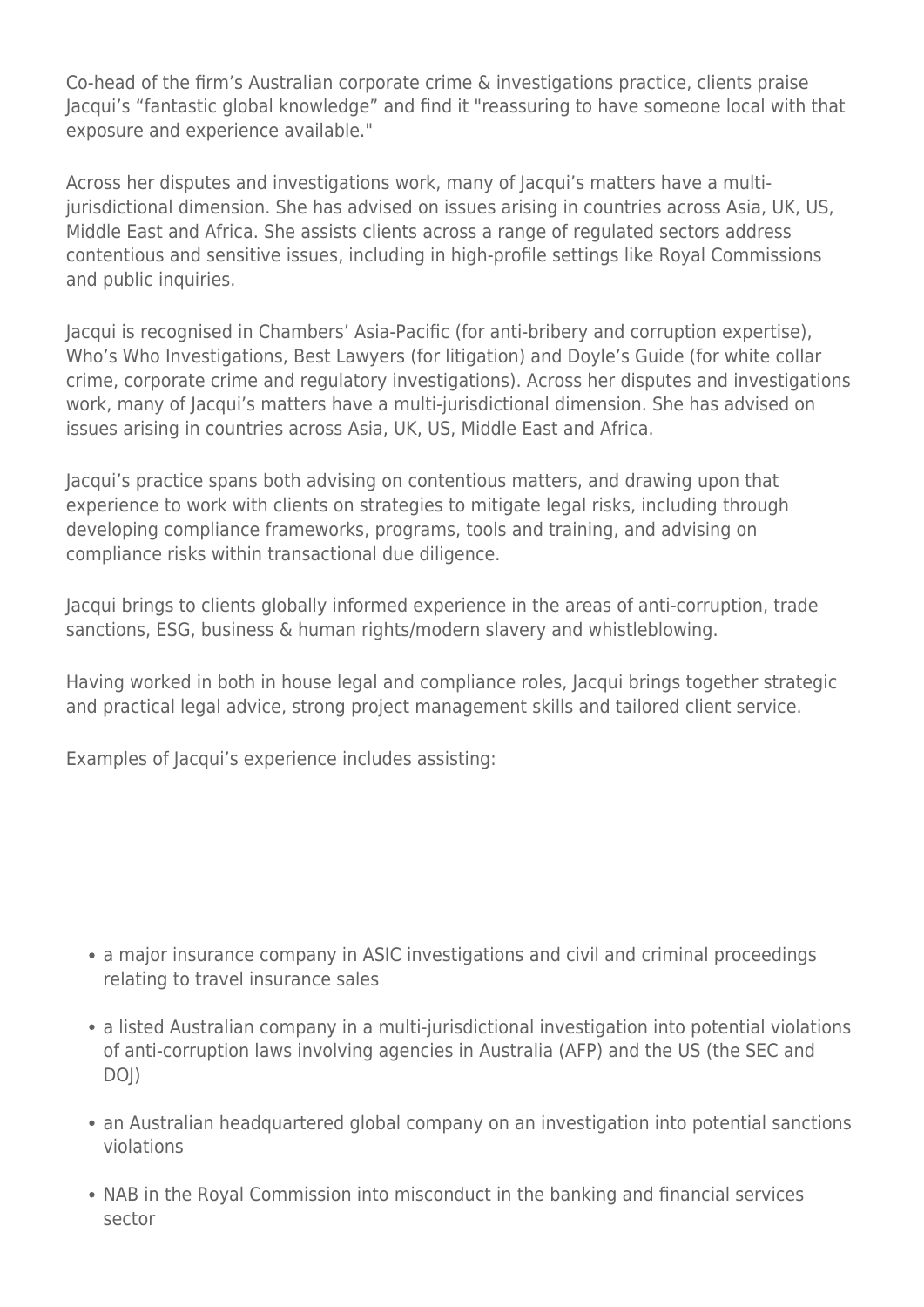Co-head of the firm’s Australian corporate crime & investigations practice, clients praise Jacqui’s “fantastic global knowledge” and find it "reassuring to have someone local with that exposure and experience available."

Across her disputes and investigations work, many of Jacqui’s matters have a multi-jurisdictional dimension. She has advised on issues arising in countries across Asia, UK, US, Middle East and Africa. She assists clients across a range of regulated sectors address contentious and sensitive issues, including in high-profile settings like Royal Commissions and public inquiries.

Jacqui is recognised in Chambers’ Asia-Pacific (for anti-bribery and corruption expertise), Who’s Who Investigations, Best Lawyers (for litigation) and Doyle’s Guide (for white collar crime, corporate crime and regulatory investigations). Across her disputes and investigations work, many of Jacqui’s matters have a multi-jurisdictional dimension. She has advised on issues arising in countries across Asia, UK, US, Middle East and Africa.

Jacqui’s practice spans both advising on contentious matters, and drawing upon that experience to work with clients on strategies to mitigate legal risks, including through developing compliance frameworks, programs, tools and training, and advising on compliance risks within transactional due diligence.

Jacqui brings to clients globally informed experience in the areas of anti-corruption, trade sanctions, ESG, business & human rights/modern slavery and whistleblowing.

Having worked in both in house legal and compliance roles, Jacqui brings together strategic and practical legal advice, strong project management skills and tailored client service.

Examples of Jacqui’s experience includes assisting:

- a major insurance company in ASIC investigations and civil and criminal proceedings relating to travel insurance sales
- a listed Australian company in a multi-jurisdictional investigation into potential violations of anti-corruption laws involving agencies in Australia (AFP) and the US (the SEC and DOJ)
- an Australian headquartered global company on an investigation into potential sanctions violations
- NAB in the Royal Commission into misconduct in the banking and financial services sector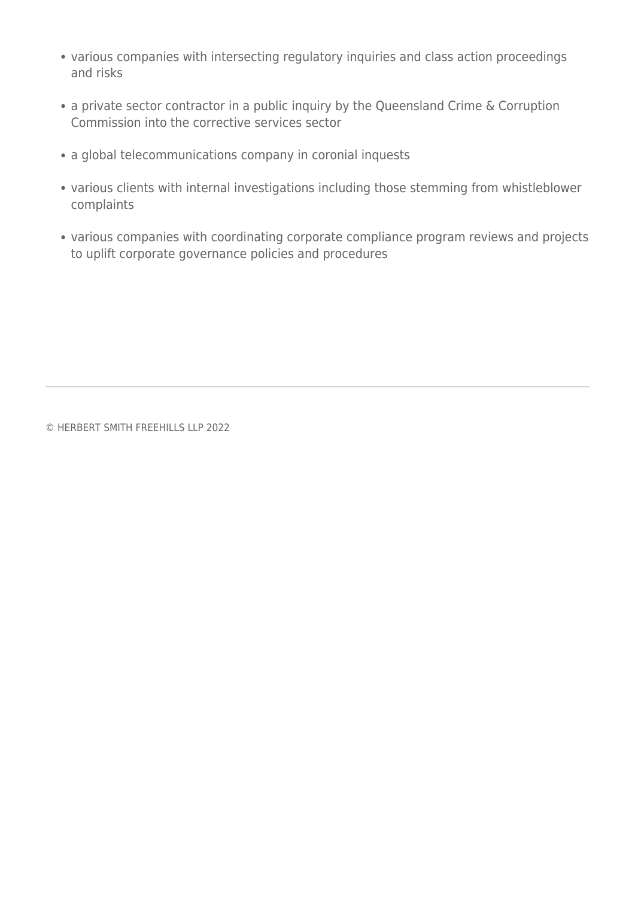- various companies with intersecting regulatory inquiries and class action proceedings and risks
- a private sector contractor in a public inquiry by the Queensland Crime & Corruption Commission into the corrective services sector
- a global telecommunications company in coronial inquests
- various clients with internal investigations including those stemming from whistleblower complaints
- various companies with coordinating corporate compliance program reviews and projects to uplift corporate governance policies and procedures

---

© HERBERT SMITH FREEHILLS LLP 2022